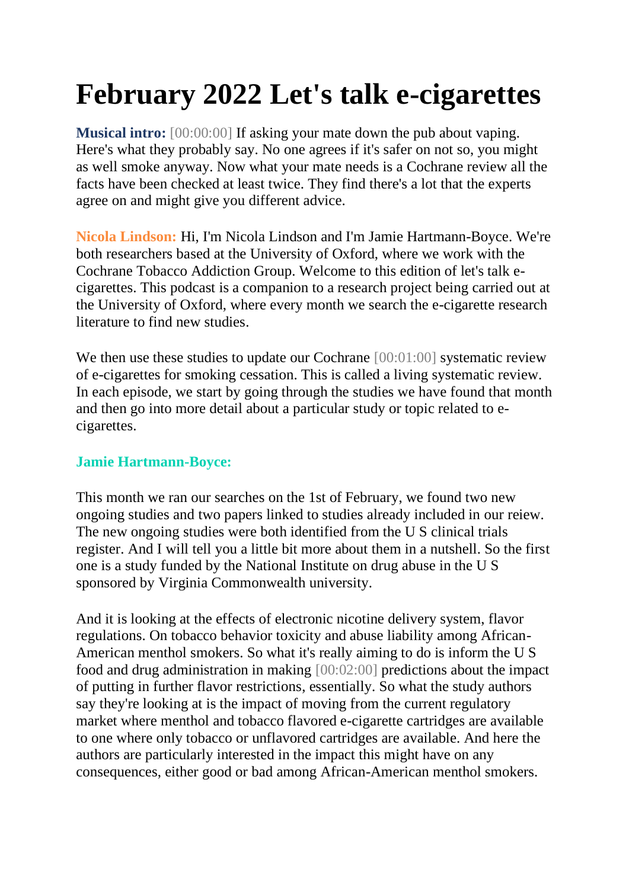# February 2022 Let's talk e-cigarettes

**Musical intro:** [00:00:00] If asking your mate down the pub about vaping. Here's what they probably say. No one agrees if it's safer on not so, you might as well smoke anyway. Now what your mate needs is a Cochrane review all the facts have been checked at least twice. They find there's a lot that the experts agree on and might give you different advice.

**Nicola Lindson:** Hi, I'm Nicola Lindson and I'm Jamie Hartmann-Boyce. We're both researchers based at the University of Oxford, where we work with the Cochrane Tobacco Addiction Group. Welcome to this edition of let's talk e-cigarettes. This podcast is a companion to a research project being carried out at the University of Oxford, where every month we search the e-cigarette research literature to find new studies.

We then use these studies to update our Cochrane [00:01:00] systematic review of e-cigarettes for smoking cessation. This is called a living systematic review. In each episode, we start by going through the studies we have found that month and then go into more detail about a particular study or topic related to e-cigarettes.

**Jamie Hartmann-Boyce:**

This month we ran our searches on the 1st of February, we found two new ongoing studies and two papers linked to studies already included in our reiew. The new ongoing studies were both identified from the U S clinical trials register. And I will tell you a little bit more about them in a nutshell. So the first one is a study funded by the National Institute on drug abuse in the U S sponsored by Virginia Commonwealth university.

And it is looking at the effects of electronic nicotine delivery system, flavor regulations. On tobacco behavior toxicity and abuse liability among African-American menthol smokers. So what it's really aiming to do is inform the U S food and drug administration in making [00:02:00] predictions about the impact of putting in further flavor restrictions, essentially. So what the study authors say they're looking at is the impact of moving from the current regulatory market where menthol and tobacco flavored e-cigarette cartridges are available to one where only tobacco or unflavored cartridges are available. And here the authors are particularly interested in the impact this might have on any consequences, either good or bad among African-American menthol smokers.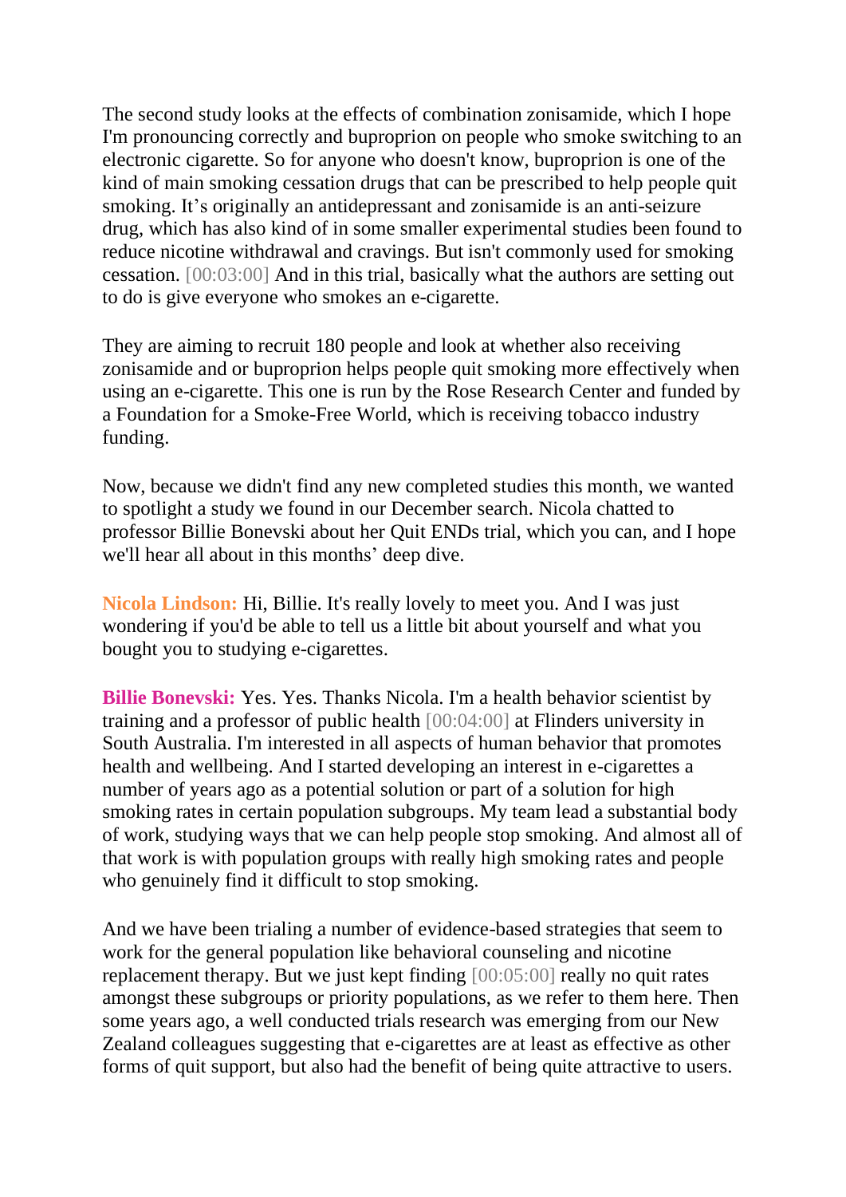The second study looks at the effects of combination zonisamide, which I hope I'm pronouncing correctly and buproprion on people who smoke switching to an electronic cigarette. So for anyone who doesn't know, buproprion is one of the kind of main smoking cessation drugs that can be prescribed to help people quit smoking. It's originally an antidepressant and zonisamide is an anti-seizure drug, which has also kind of in some smaller experimental studies been found to reduce nicotine withdrawal and cravings. But isn't commonly used for smoking cessation. [00:03:00] And in this trial, basically what the authors are setting out to do is give everyone who smokes an e-cigarette.

They are aiming to recruit 180 people and look at whether also receiving zonisamide and or buproprion helps people quit smoking more effectively when using an e-cigarette. This one is run by the Rose Research Center and funded by a Foundation for a Smoke-Free World, which is receiving tobacco industry funding.

Now, because we didn't find any new completed studies this month, we wanted to spotlight a study we found in our December search. Nicola chatted to professor Billie Bonevski about her Quit ENDs trial, which you can, and I hope we'll hear all about in this months' deep dive.

**Nicola Lindson:** Hi, Billie. It's really lovely to meet you. And I was just wondering if you'd be able to tell us a little bit about yourself and what you bought you to studying e-cigarettes.

**Billie Bonevski:** Yes. Yes. Thanks Nicola. I'm a health behavior scientist by training and a professor of public health [00:04:00] at Flinders university in South Australia. I'm interested in all aspects of human behavior that promotes health and wellbeing. And I started developing an interest in e-cigarettes a number of years ago as a potential solution or part of a solution for high smoking rates in certain population subgroups. My team lead a substantial body of work, studying ways that we can help people stop smoking. And almost all of that work is with population groups with really high smoking rates and people who genuinely find it difficult to stop smoking.

And we have been trialing a number of evidence-based strategies that seem to work for the general population like behavioral counseling and nicotine replacement therapy. But we just kept finding [00:05:00] really no quit rates amongst these subgroups or priority populations, as we refer to them here. Then some years ago, a well conducted trials research was emerging from our New Zealand colleagues suggesting that e-cigarettes are at least as effective as other forms of quit support, but also had the benefit of being quite attractive to users.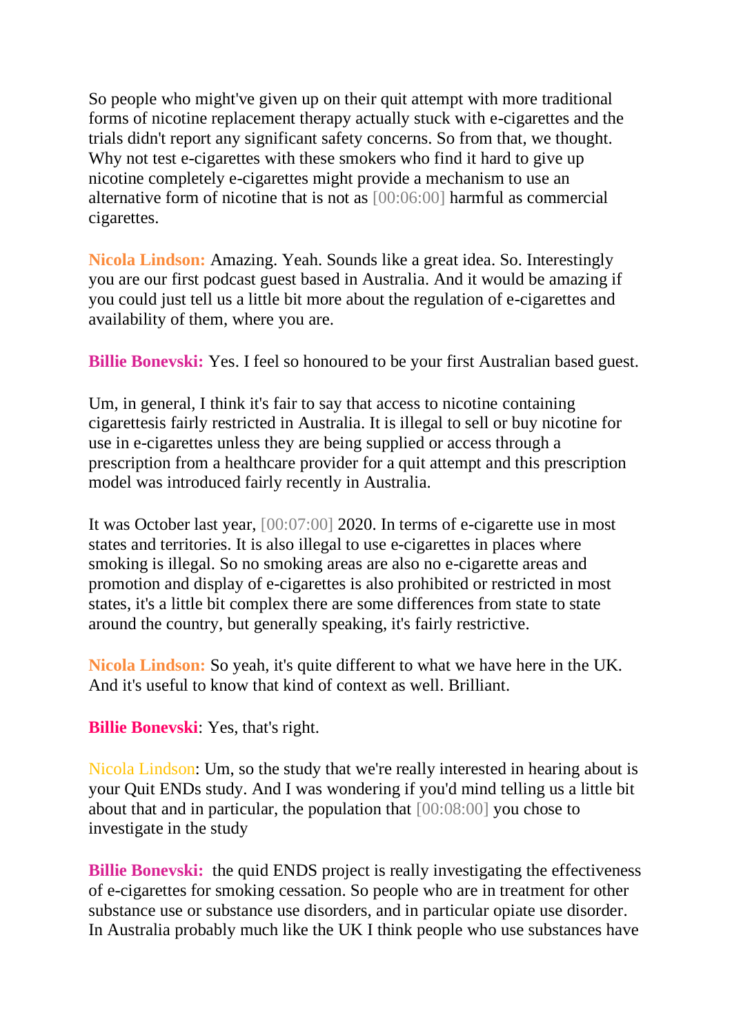So people who might've given up on their quit attempt with more traditional forms of nicotine replacement therapy actually stuck with e-cigarettes and the trials didn't report any significant safety concerns. So from that, we thought. Why not test e-cigarettes with these smokers who find it hard to give up nicotine completely e-cigarettes might provide a mechanism to use an alternative form of nicotine that is not as [00:06:00] harmful as commercial cigarettes.

**Nicola Lindson:** Amazing. Yeah. Sounds like a great idea. So. Interestingly you are our first podcast guest based in Australia. And it would be amazing if you could just tell us a little bit more about the regulation of e-cigarettes and availability of them, where you are.

**Billie Bonevski:** Yes. I feel so honoured to be your first Australian based guest.

Um, in general, I think it's fair to say that access to nicotine containing cigarettesis fairly restricted in Australia. It is illegal to sell or buy nicotine for use in e-cigarettes unless they are being supplied or access through a prescription from a healthcare provider for a quit attempt and this prescription model was introduced fairly recently in Australia.

It was October last year, [00:07:00] 2020. In terms of e-cigarette use in most states and territories. It is also illegal to use e-cigarettes in places where smoking is illegal. So no smoking areas are also no e-cigarette areas and promotion and display of e-cigarettes is also prohibited or restricted in most states, it's a little bit complex there are some differences from state to state around the country, but generally speaking, it's fairly restrictive.

**Nicola Lindson:** So yeah, it's quite different to what we have here in the UK. And it's useful to know that kind of context as well. Brilliant.

**Billie Bonevski**: Yes, that's right.

Nicola Lindson: Um, so the study that we're really interested in hearing about is your Quit ENDs study. And I was wondering if you'd mind telling us a little bit about that and in particular, the population that [00:08:00] you chose to investigate in the study

**Billie Bonevski:** the quid ENDS project is really investigating the effectiveness of e-cigarettes for smoking cessation. So people who are in treatment for other substance use or substance use disorders, and in particular opiate use disorder. In Australia probably much like the UK I think people who use substances have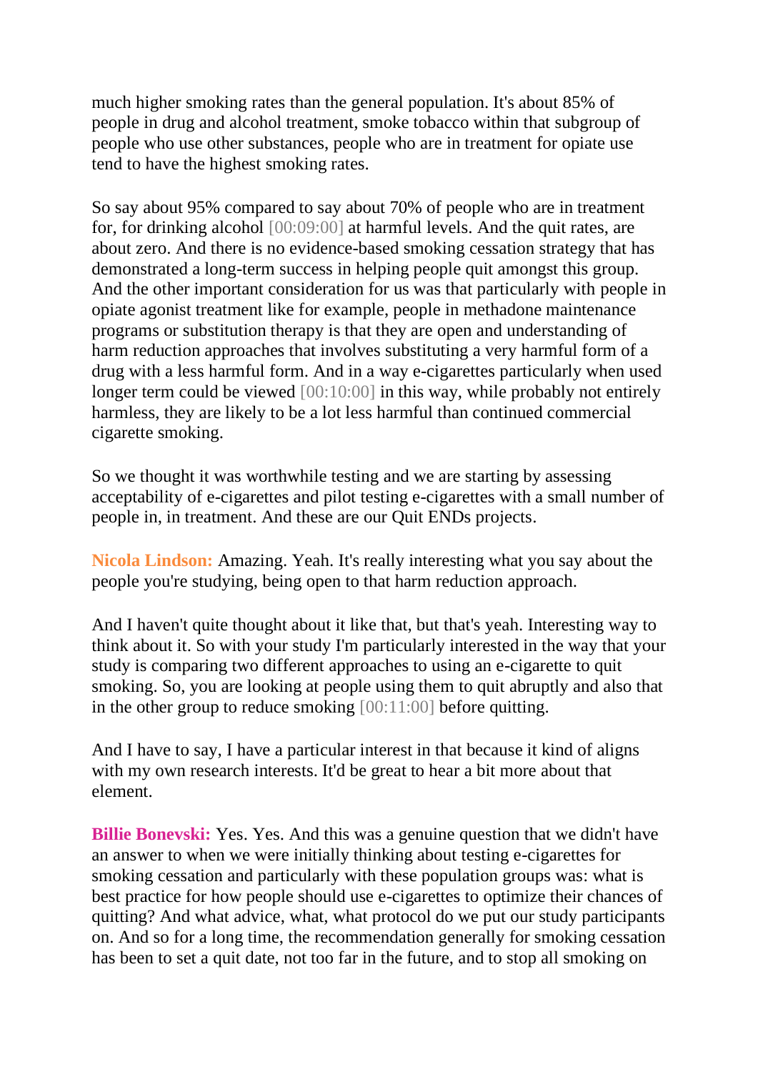much higher smoking rates than the general population. It's about 85% of people in drug and alcohol treatment, smoke tobacco within that subgroup of people who use other substances, people who are in treatment for opiate use tend to have the highest smoking rates.

So say about 95% compared to say about 70% of people who are in treatment for, for drinking alcohol [00:09:00] at harmful levels. And the quit rates, are about zero. And there is no evidence-based smoking cessation strategy that has demonstrated a long-term success in helping people quit amongst this group. And the other important consideration for us was that particularly with people in opiate agonist treatment like for example, people in methadone maintenance programs or substitution therapy is that they are open and understanding of harm reduction approaches that involves substituting a very harmful form of a drug with a less harmful form. And in a way e-cigarettes particularly when used longer term could be viewed [00:10:00] in this way, while probably not entirely harmless, they are likely to be a lot less harmful than continued commercial cigarette smoking.

So we thought it was worthwhile testing and we are starting by assessing acceptability of e-cigarettes and pilot testing e-cigarettes with a small number of people in, in treatment. And these are our Quit ENDs projects.

**Nicola Lindson:** Amazing. Yeah. It's really interesting what you say about the people you're studying, being open to that harm reduction approach.

And I haven't quite thought about it like that, but that's yeah. Interesting way to think about it. So with your study I'm particularly interested in the way that your study is comparing two different approaches to using an e-cigarette to quit smoking. So, you are looking at people using them to quit abruptly and also that in the other group to reduce smoking [00:11:00] before quitting.

And I have to say, I have a particular interest in that because it kind of aligns with my own research interests. It'd be great to hear a bit more about that element.

**Billie Bonevski:** Yes. Yes. And this was a genuine question that we didn't have an answer to when we were initially thinking about testing e-cigarettes for smoking cessation and particularly with these population groups was: what is best practice for how people should use e-cigarettes to optimize their chances of quitting? And what advice, what, what protocol do we put our study participants on. And so for a long time, the recommendation generally for smoking cessation has been to set a quit date, not too far in the future, and to stop all smoking on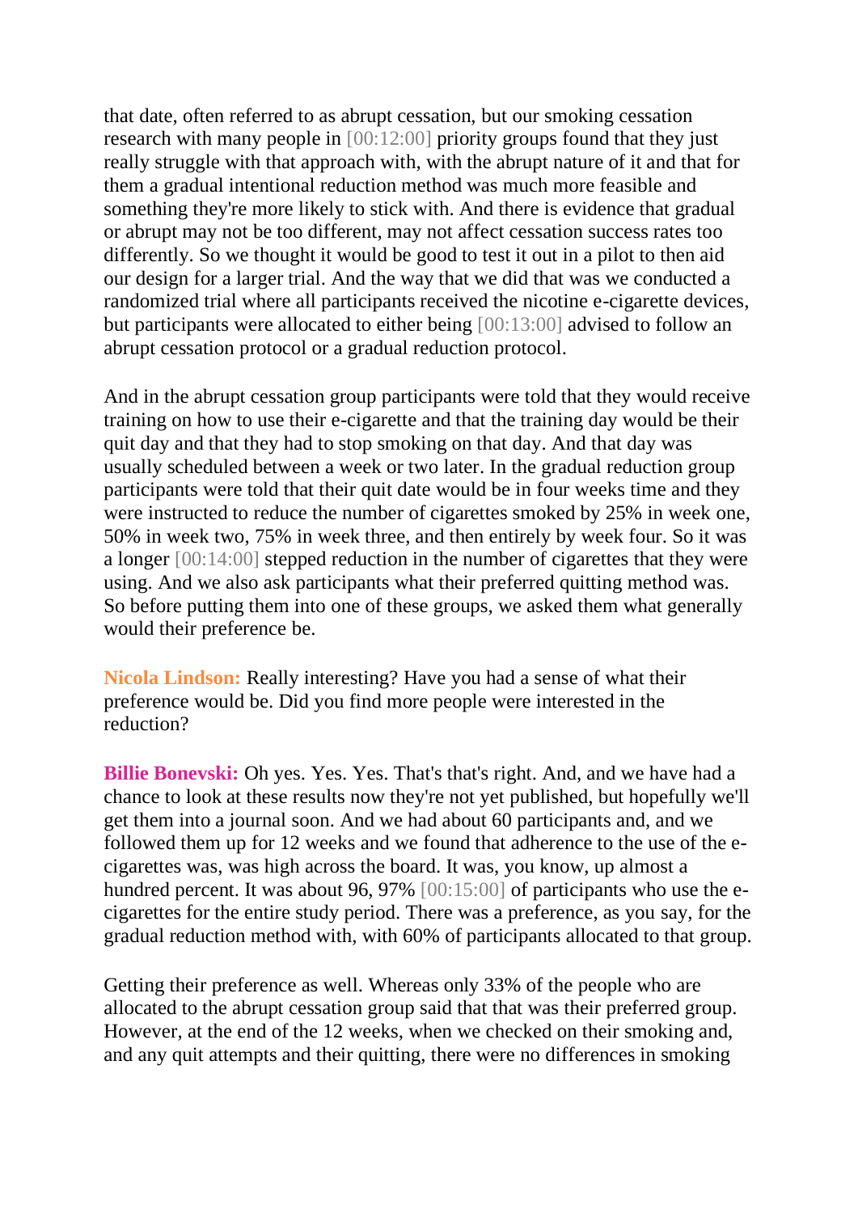that date, often referred to as abrupt cessation, but our smoking cessation research with many people in [00:12:00] priority groups found that they just really struggle with that approach with, with the abrupt nature of it and that for them a gradual intentional reduction method was much more feasible and something they're more likely to stick with. And there is evidence that gradual or abrupt may not be too different, may not affect cessation success rates too differently. So we thought it would be good to test it out in a pilot to then aid our design for a larger trial. And the way that we did that was we conducted a randomized trial where all participants received the nicotine e-cigarette devices, but participants were allocated to either being [00:13:00] advised to follow an abrupt cessation protocol or a gradual reduction protocol.

And in the abrupt cessation group participants were told that they would receive training on how to use their e-cigarette and that the training day would be their quit day and that they had to stop smoking on that day. And that day was usually scheduled between a week or two later. In the gradual reduction group participants were told that their quit date would be in four weeks time and they were instructed to reduce the number of cigarettes smoked by 25% in week one, 50% in week two, 75% in week three, and then entirely by week four. So it was a longer [00:14:00] stepped reduction in the number of cigarettes that they were using. And we also ask participants what their preferred quitting method was. So before putting them into one of these groups, we asked them what generally would their preference be.

**Nicola Lindson:** Really interesting? Have you had a sense of what their preference would be. Did you find more people were interested in the reduction?

**Billie Bonevski:** Oh yes. Yes. Yes. That's that's right. And, and we have had a chance to look at these results now they're not yet published, but hopefully we'll get them into a journal soon. And we had about 60 participants and, and we followed them up for 12 weeks and we found that adherence to the use of the e-cigarettes was, was high across the board. It was, you know, up almost a hundred percent. It was about 96, 97% [00:15:00] of participants who use the e-cigarettes for the entire study period. There was a preference, as you say, for the gradual reduction method with, with 60% of participants allocated to that group.

Getting their preference as well. Whereas only 33% of the people who are allocated to the abrupt cessation group said that that was their preferred group. However, at the end of the 12 weeks, when we checked on their smoking and, and any quit attempts and their quitting, there were no differences in smoking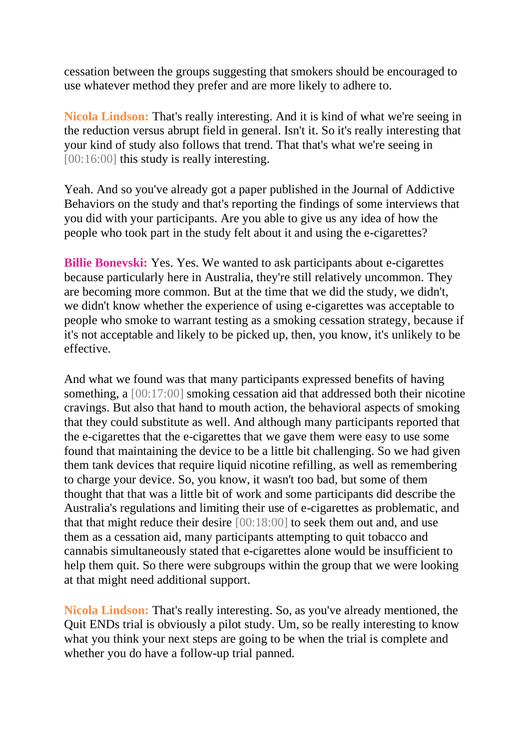cessation between the groups suggesting that smokers should be encouraged to use whatever method they prefer and are more likely to adhere to.

**Nicola Lindson:** That's really interesting. And it is kind of what we're seeing in the reduction versus abrupt field in general. Isn't it. So it's really interesting that your kind of study also follows that trend. That that's what we're seeing in [00:16:00] this study is really interesting.

Yeah. And so you've already got a paper published in the Journal of Addictive Behaviors on the study and that's reporting the findings of some interviews that you did with your participants. Are you able to give us any idea of how the people who took part in the study felt about it and using the e-cigarettes?

**Billie Bonevski:** Yes. Yes. We wanted to ask participants about e-cigarettes because particularly here in Australia, they're still relatively uncommon. They are becoming more common. But at the time that we did the study, we didn't, we didn't know whether the experience of using e-cigarettes was acceptable to people who smoke to warrant testing as a smoking cessation strategy, because if it's not acceptable and likely to be picked up, then, you know, it's unlikely to be effective.

And what we found was that many participants expressed benefits of having something, a [00:17:00] smoking cessation aid that addressed both their nicotine cravings. But also that hand to mouth action, the behavioral aspects of smoking that they could substitute as well. And although many participants reported that the e-cigarettes that the e-cigarettes that we gave them were easy to use some found that maintaining the device to be a little bit challenging. So we had given them tank devices that require liquid nicotine refilling, as well as remembering to charge your device. So, you know, it wasn't too bad, but some of them thought that that was a little bit of work and some participants did describe the Australia's regulations and limiting their use of e-cigarettes as problematic, and that that might reduce their desire [00:18:00] to seek them out and, and use them as a cessation aid, many participants attempting to quit tobacco and cannabis simultaneously stated that e-cigarettes alone would be insufficient to help them quit. So there were subgroups within the group that we were looking at that might need additional support.

**Nicola Lindson:** That's really interesting. So, as you've already mentioned, the Quit ENDs trial is obviously a pilot study. Um, so be really interesting to know what you think your next steps are going to be when the trial is complete and whether you do have a follow-up trial panned.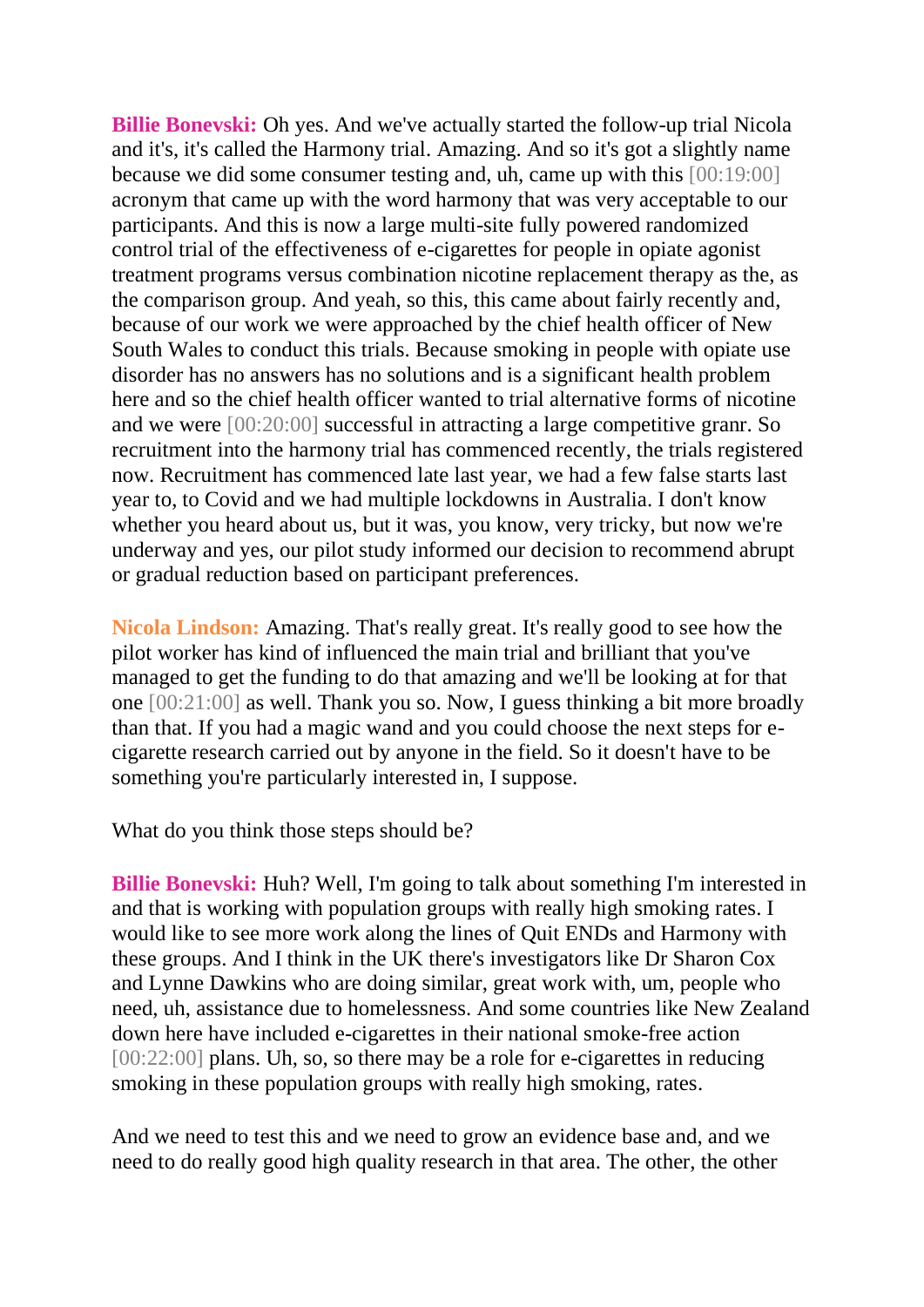**Billie Bonevski:** Oh yes. And we've actually started the follow-up trial Nicola and it's, it's called the Harmony trial. Amazing. And so it's got a slightly name because we did some consumer testing and, uh, came up with this [00:19:00] acronym that came up with the word harmony that was very acceptable to our participants. And this is now a large multi-site fully powered randomized control trial of the effectiveness of e-cigarettes for people in opiate agonist treatment programs versus combination nicotine replacement therapy as the, as the comparison group. And yeah, so this, this came about fairly recently and, because of our work we were approached by the chief health officer of New South Wales to conduct this trials. Because smoking in people with opiate use disorder has no answers has no solutions and is a significant health problem here and so the chief health officer wanted to trial alternative forms of nicotine and we were [00:20:00] successful in attracting a large competitive granr. So recruitment into the harmony trial has commenced recently, the trials registered now. Recruitment has commenced late last year, we had a few false starts last year to, to Covid and we had multiple lockdowns in Australia. I don't know whether you heard about us, but it was, you know, very tricky, but now we're underway and yes, our pilot study informed our decision to recommend abrupt or gradual reduction based on participant preferences.

**Nicola Lindson:** Amazing. That's really great. It's really good to see how the pilot worker has kind of influenced the main trial and brilliant that you've managed to get the funding to do that amazing and we'll be looking at for that one [00:21:00] as well. Thank you so. Now, I guess thinking a bit more broadly than that. If you had a magic wand and you could choose the next steps for e-cigarette research carried out by anyone in the field. So it doesn't have to be something you're particularly interested in, I suppose.

What do you think those steps should be?

**Billie Bonevski:** Huh? Well, I'm going to talk about something I'm interested in and that is working with population groups with really high smoking rates. I would like to see more work along the lines of Quit ENDs and Harmony with these groups. And I think in the UK there's investigators like Dr Sharon Cox and Lynne Dawkins who are doing similar, great work with, um, people who need, uh, assistance due to homelessness. And some countries like New Zealand down here have included e-cigarettes in their national smoke-free action [00:22:00] plans. Uh, so, so there may be a role for e-cigarettes in reducing smoking in these population groups with really high smoking, rates.

And we need to test this and we need to grow an evidence base and, and we need to do really good high quality research in that area. The other, the other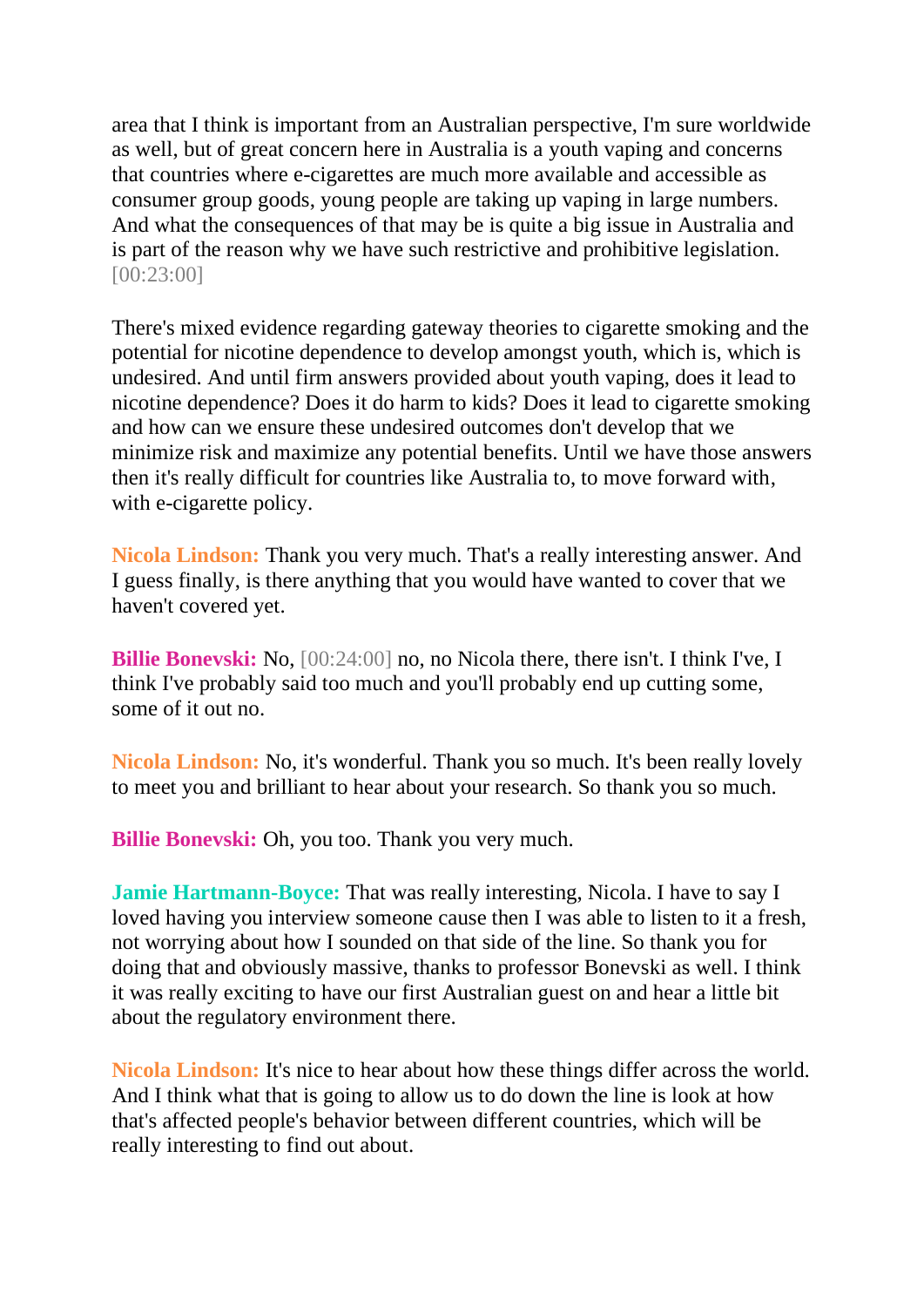area that I think is important from an Australian perspective, I'm sure worldwide as well, but of great concern here in Australia is a youth vaping and concerns that countries where e-cigarettes are much more available and accessible as consumer group goods, young people are taking up vaping in large numbers. And what the consequences of that may be is quite a big issue in Australia and is part of the reason why we have such restrictive and prohibitive legislation. [00:23:00]

There's mixed evidence regarding gateway theories to cigarette smoking and the potential for nicotine dependence to develop amongst youth, which is, which is undesired. And until firm answers provided about youth vaping, does it lead to nicotine dependence? Does it do harm to kids? Does it lead to cigarette smoking and how can we ensure these undesired outcomes don't develop that we minimize risk and maximize any potential benefits. Until we have those answers then it's really difficult for countries like Australia to, to move forward with, with e-cigarette policy.

**Nicola Lindson:** Thank you very much. That's a really interesting answer. And I guess finally, is there anything that you would have wanted to cover that we haven't covered yet.

**Billie Bonevski:** No, [00:24:00] no, no Nicola there, there isn't. I think I've, I think I've probably said too much and you'll probably end up cutting some, some of it out no.

**Nicola Lindson:** No, it's wonderful. Thank you so much. It's been really lovely to meet you and brilliant to hear about your research. So thank you so much.

**Billie Bonevski:** Oh, you too. Thank you very much.

**Jamie Hartmann-Boyce:** That was really interesting, Nicola. I have to say I loved having you interview someone cause then I was able to listen to it a fresh, not worrying about how I sounded on that side of the line. So thank you for doing that and obviously massive, thanks to professor Bonevski as well. I think it was really exciting to have our first Australian guest on and hear a little bit about the regulatory environment there.

**Nicola Lindson:** It's nice to hear about how these things differ across the world. And I think what that is going to allow us to do down the line is look at how that's affected people's behavior between different countries, which will be really interesting to find out about.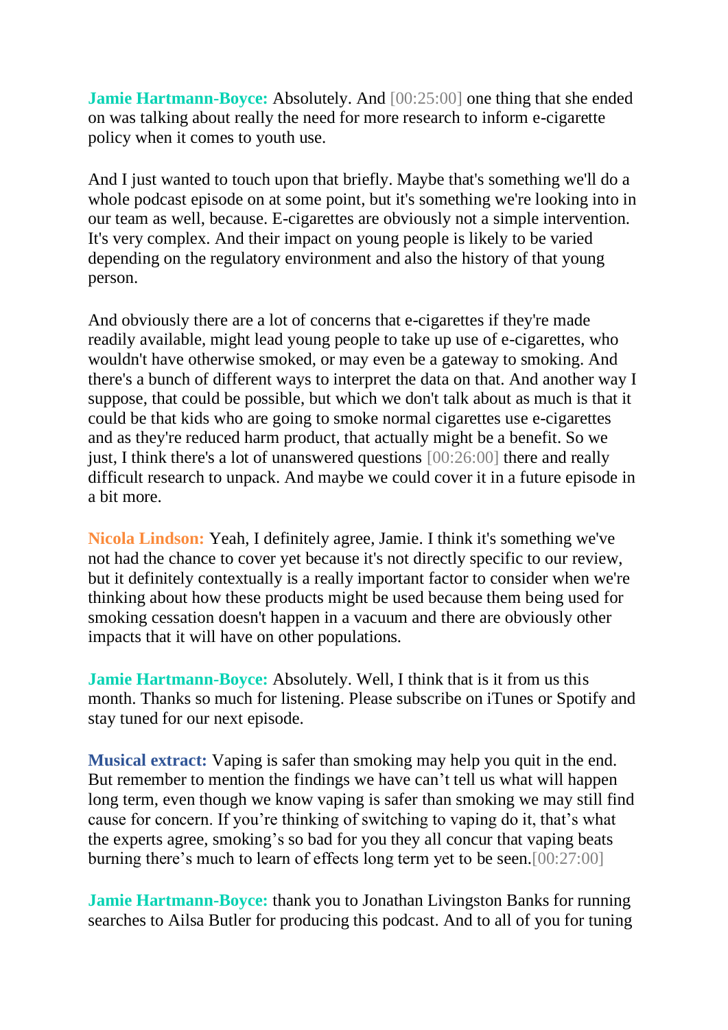**Jamie Hartmann-Boyce:** Absolutely. And [00:25:00] one thing that she ended on was talking about really the need for more research to inform e-cigarette policy when it comes to youth use.

And I just wanted to touch upon that briefly. Maybe that's something we'll do a whole podcast episode on at some point, but it's something we're looking into in our team as well, because. E-cigarettes are obviously not a simple intervention. It's very complex. And their impact on young people is likely to be varied depending on the regulatory environment and also the history of that young person.

And obviously there are a lot of concerns that e-cigarettes if they're made readily available, might lead young people to take up use of e-cigarettes, who wouldn't have otherwise smoked, or may even be a gateway to smoking. And there's a bunch of different ways to interpret the data on that. And another way I suppose, that could be possible, but which we don't talk about as much is that it could be that kids who are going to smoke normal cigarettes use e-cigarettes and as they're reduced harm product, that actually might be a benefit. So we just, I think there's a lot of unanswered questions [00:26:00] there and really difficult research to unpack. And maybe we could cover it in a future episode in a bit more.

**Nicola Lindson:** Yeah, I definitely agree, Jamie. I think it's something we've not had the chance to cover yet because it's not directly specific to our review, but it definitely contextually is a really important factor to consider when we're thinking about how these products might be used because them being used for smoking cessation doesn't happen in a vacuum and there are obviously other impacts that it will have on other populations.

**Jamie Hartmann-Boyce:** Absolutely. Well, I think that is it from us this month. Thanks so much for listening. Please subscribe on iTunes or Spotify and stay tuned for our next episode.

**Musical extract:** Vaping is safer than smoking may help you quit in the end. But remember to mention the findings we have can't tell us what will happen long term, even though we know vaping is safer than smoking we may still find cause for concern. If you're thinking of switching to vaping do it, that's what the experts agree, smoking's so bad for you they all concur that vaping beats burning there's much to learn of effects long term yet to be seen.[00:27:00]

**Jamie Hartmann-Boyce:** thank you to Jonathan Livingston Banks for running searches to Ailsa Butler for producing this podcast. And to all of you for tuning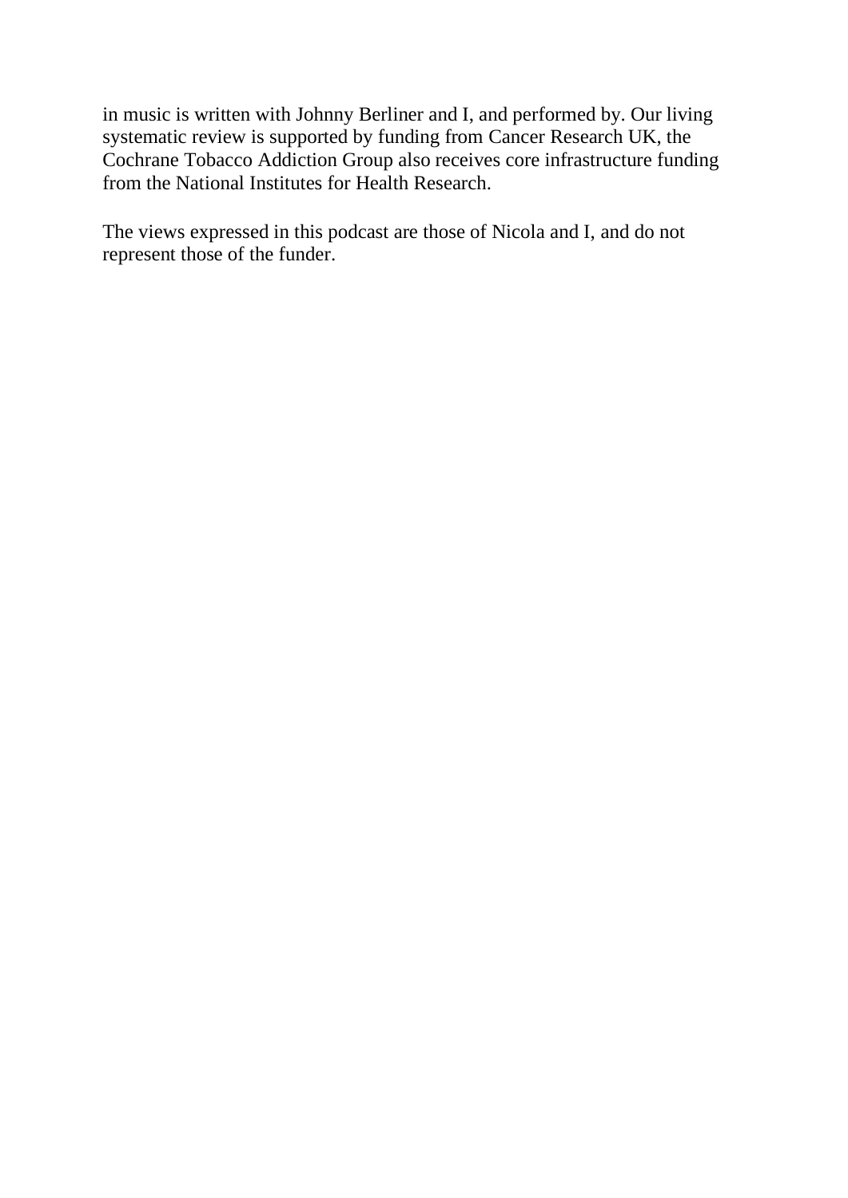in music is written with Johnny Berliner and I, and performed by. Our living systematic review is supported by funding from Cancer Research UK, the Cochrane Tobacco Addiction Group also receives core infrastructure funding from the National Institutes for Health Research.

The views expressed in this podcast are those of Nicola and I, and do not represent those of the funder.